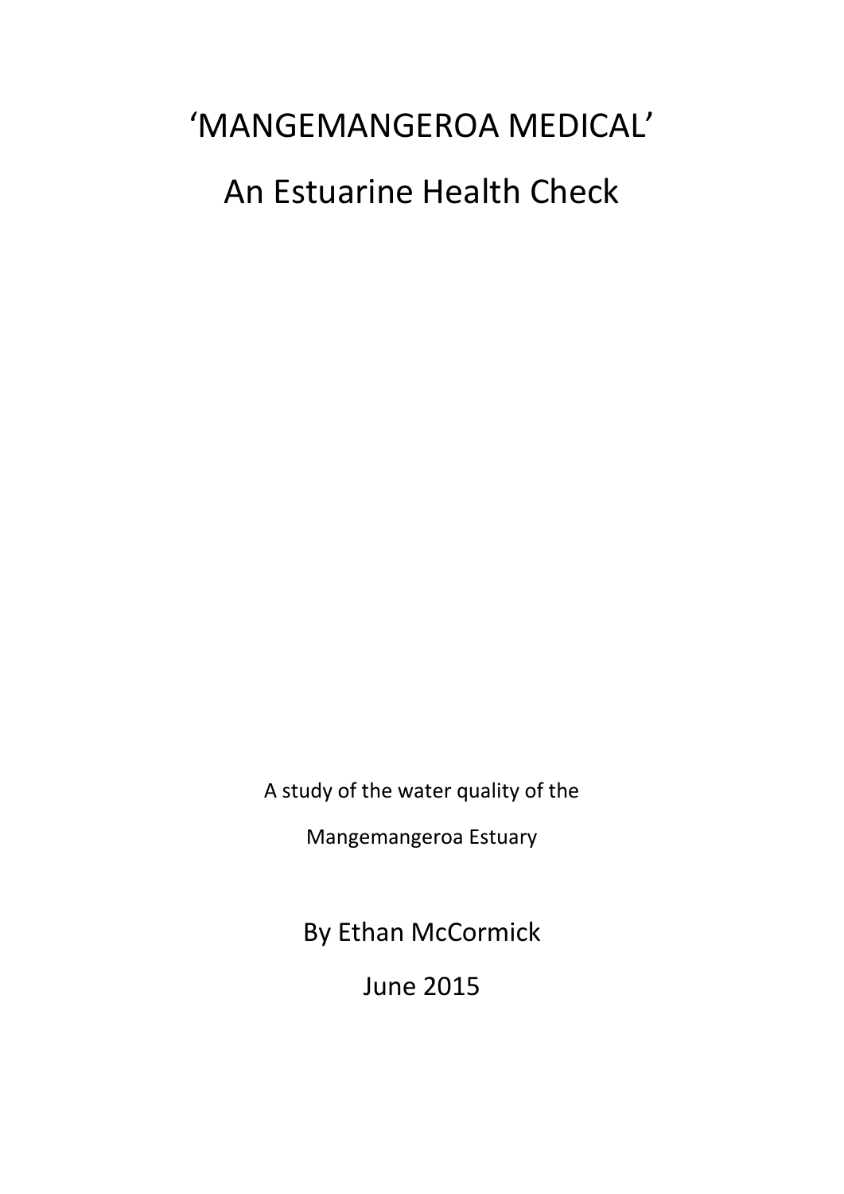# ‘MANGEMANGEROA MEDICAL’

# An Estuarine Health Check

A study of the water quality of the

Mangemangeroa Estuary

By Ethan McCormick

June 2015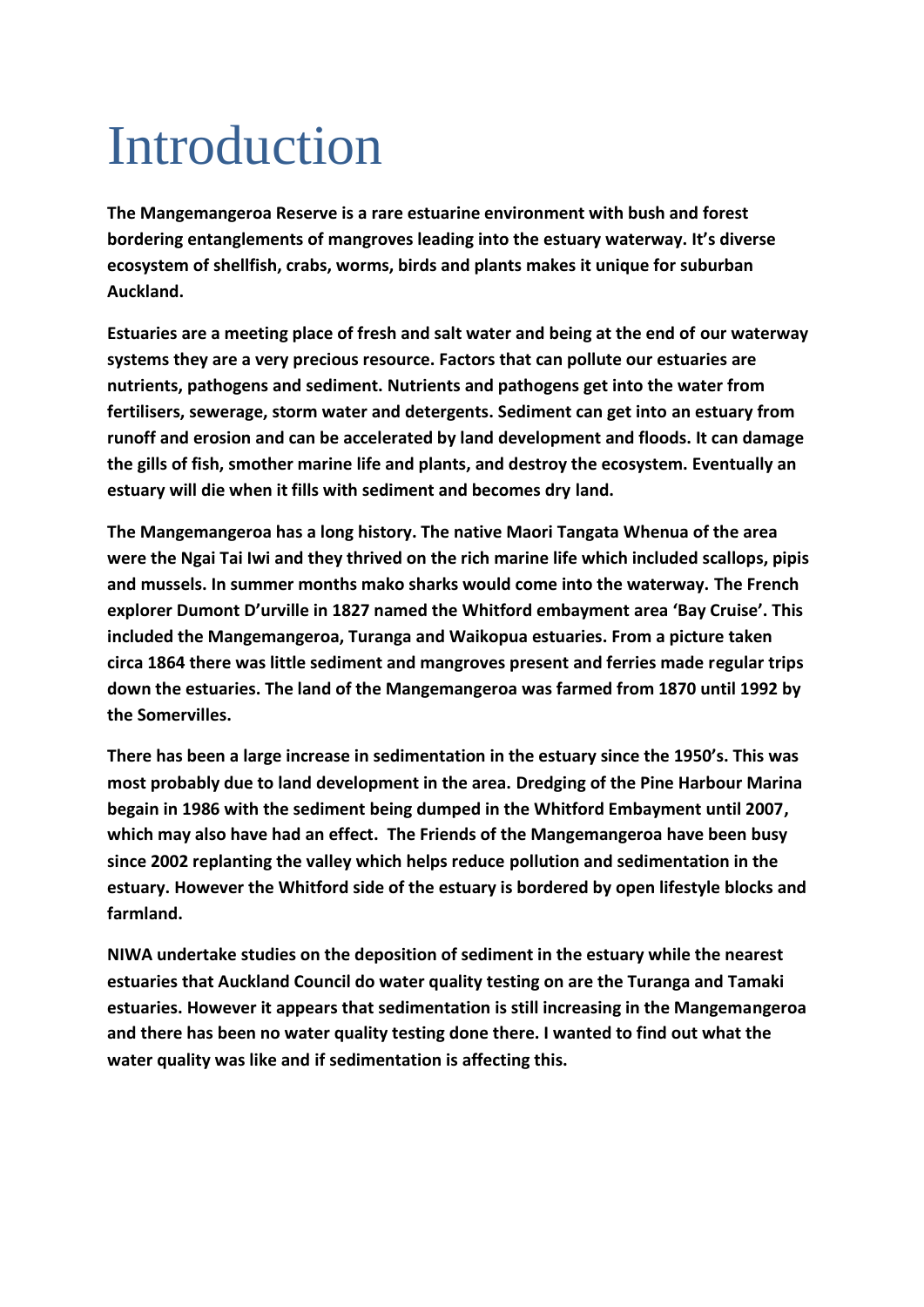# Introduction

**The Mangemangeroa Reserve is a rare estuarine environment with bush and forest bordering entanglements of mangroves leading into the estuary waterway. It's diverse ecosystem of shellfish, crabs, worms, birds and plants makes it unique for suburban Auckland.**

**Estuaries are a meeting place of fresh and salt water and being at the end of our waterway systems they are a very precious resource. Factors that can pollute our estuaries are nutrients, pathogens and sediment. Nutrients and pathogens get into the water from fertilisers, sewerage, storm water and detergents. Sediment can get into an estuary from runoff and erosion and can be accelerated by land development and floods. It can damage the gills of fish, smother marine life and plants, and destroy the ecosystem. Eventually an estuary will die when it fills with sediment and becomes dry land.**

**The Mangemangeroa has a long history. The native Maori Tangata Whenua of the area were the Ngai Tai Iwi and they thrived on the rich marine life which included scallops, pipis and mussels. In summer months mako sharks would come into the waterway. The French explorer Dumont D'urville in 1827 named the Whitford embayment area 'Bay Cruise'. This included the Mangemangeroa, Turanga and Waikopua estuaries. From a picture taken circa 1864 there was little sediment and mangroves present and ferries made regular trips down the estuaries. The land of the Mangemangeroa was farmed from 1870 until 1992 by the Somervilles.**

**There has been a large increase in sedimentation in the estuary since the 1950's. This was most probably due to land development in the area. Dredging of the Pine Harbour Marina begain in 1986 with the sediment being dumped in the Whitford Embayment until 2007, which may also have had an effect. The Friends of the Mangemangeroa have been busy since 2002 replanting the valley which helps reduce pollution and sedimentation in the estuary. However the Whitford side of the estuary is bordered by open lifestyle blocks and farmland.**

**NIWA undertake studies on the deposition of sediment in the estuary while the nearest estuaries that Auckland Council do water quality testing on are the Turanga and Tamaki estuaries. However it appears that sedimentation is still increasing in the Mangemangeroa and there has been no water quality testing done there. I wanted to find out what the water quality was like and if sedimentation is affecting this.**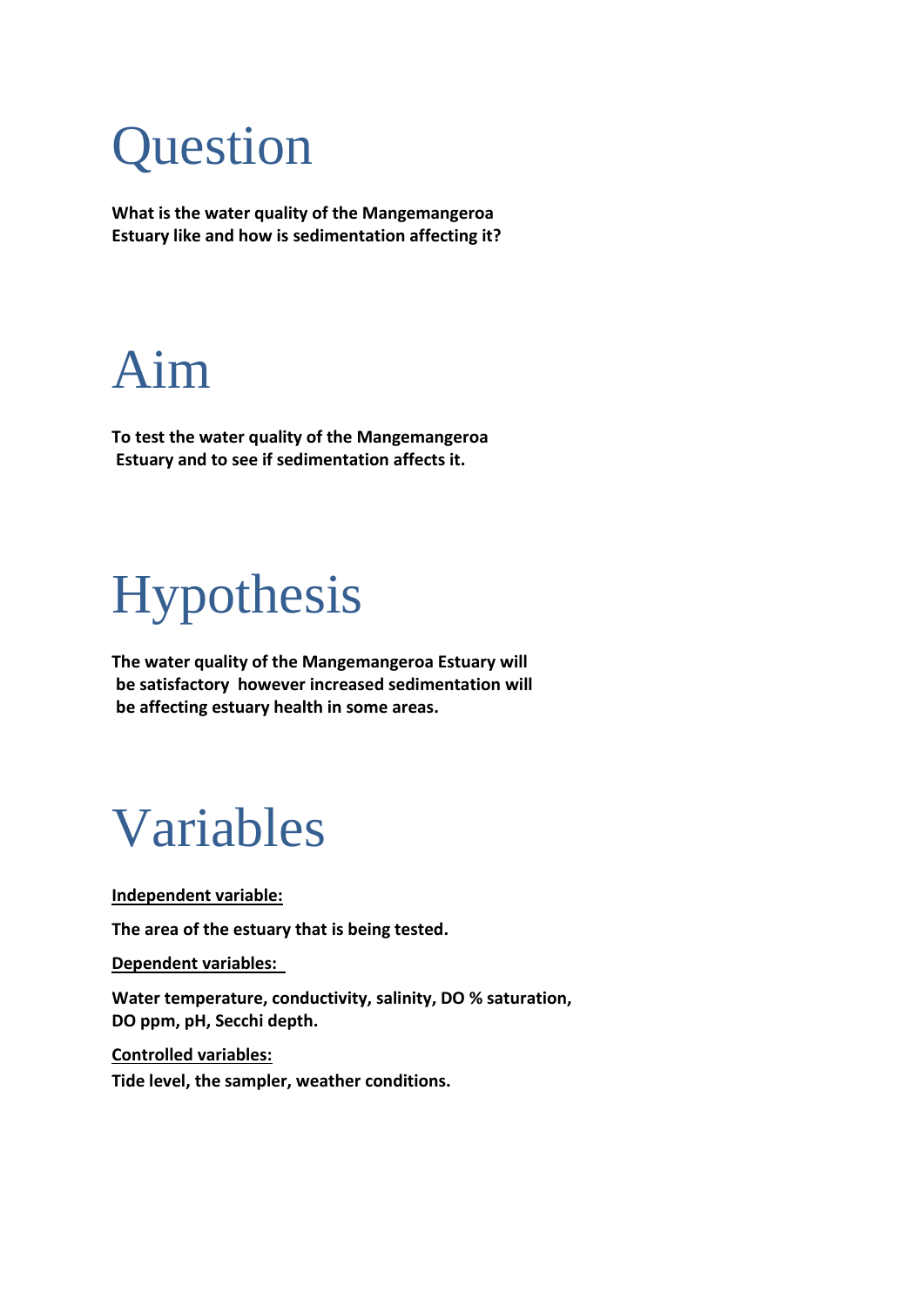# Question

**What is the water quality of the Mangemangeroa Estuary like and how is sedimentation affecting it?**

# Aim

**To test the water quality of the Mangemangeroa Estuary and to see if sedimentation affects it.**

# Hypothesis

**The water quality of the Mangemangeroa Estuary will be satisfactory however increased sedimentation will be affecting estuary health in some areas.**

# Variables

**<u>Independent variable:</u>**

**The area of the estuary that is being tested.**

**<u>Dependent variables:</u>**

**Water temperature, conductivity, salinity, DO % saturation, DO ppm, pH, Secchi depth.**

**<u>Controlled variables:</u>**

**Tide level, the sampler, weather conditions.**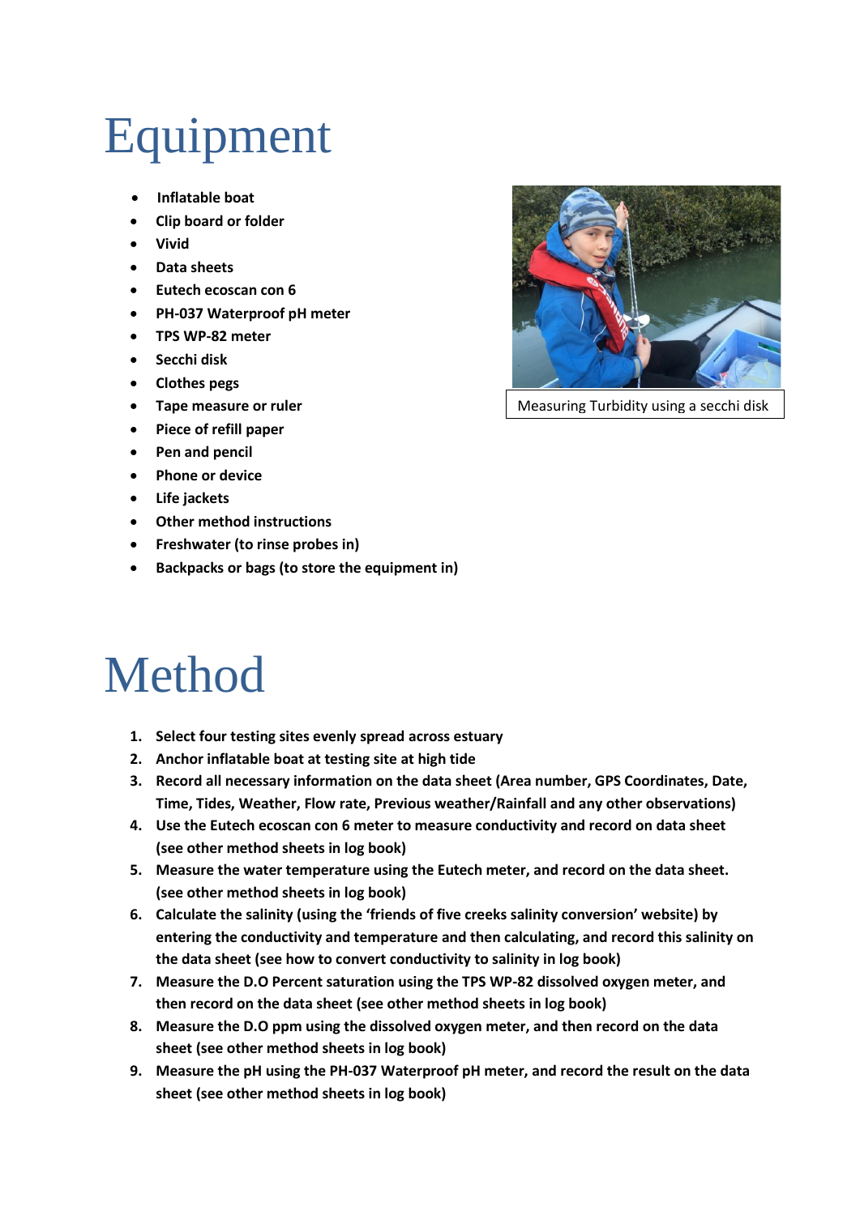# Equipment

- **Inflatable boat**
- **Clip board or folder**
- **Vivid**
- **Data sheets**
- **Eutech ecoscan con 6**
- **PH-037 Waterproof pH meter**
- **TPS WP-82 meter**
- **Secchi disk**
- **Clothes pegs**
- **Tape measure or ruler**
- **Piece of refill paper**
- **Pen and pencil**
- **Phone or device**
- **Life jackets**
- **Other method instructions**
- **Freshwater (to rinse probes in)**
- **Backpacks or bags (to store the equipment in)**

Measuring Turbidity using a secchi disk

# Method

1. **Select four testing sites evenly spread across estuary**
2. **Anchor inflatable boat at testing site at high tide**
3. **Record all necessary information on the data sheet (Area number, GPS Coordinates, Date, Time, Tides, Weather, Flow rate, Previous weather/Rainfall and any other observations)**
4. **Use the Eutech ecoscan con 6 meter to measure conductivity and record on data sheet (see other method sheets in log book)**
5. **Measure the water temperature using the Eutech meter, and record on the data sheet. (see other method sheets in log book)**
6. **Calculate the salinity (using the 'friends of five creeks salinity conversion' website) by entering the conductivity and temperature and then calculating, and record this salinity on the data sheet (see how to convert conductivity to salinity in log book)**
7. **Measure the D.O Percent saturation using the TPS WP-82 dissolved oxygen meter, and then record on the data sheet (see other method sheets in log book)**
8. **Measure the D.O ppm using the dissolved oxygen meter, and then record on the data sheet (see other method sheets in log book)**
9. **Measure the pH using the PH-037 Waterproof pH meter, and record the result on the data sheet (see other method sheets in log book)**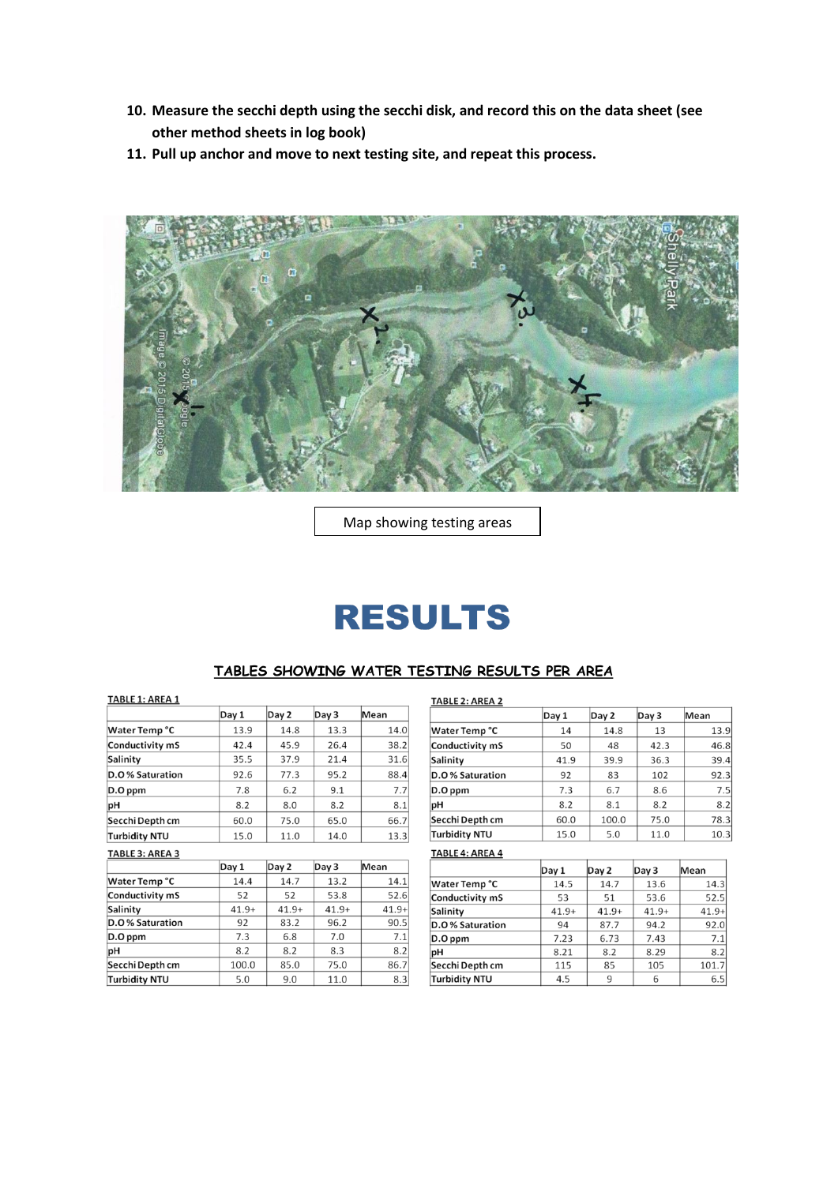10. **Measure the secchi depth using the secchi disk, and record this on the data sheet (see other method sheets in log book)**
11. **Pull up anchor and move to next testing site, and repeat this process.**

Map showing testing areas

# RESULTS

## TABLES SHOWING WATER TESTING RESULTS PER AREA

**TABLE 1: AREA 1**

| | Day 1 | Day 2 | Day 3 | Mean |
|---|---|---|---|---|
| Water Temp °C | 13.9 | 14.8 | 13.3 | 14.0 |
| Conductivity mS | 42.4 | 45.9 | 26.4 | 38.2 |
| Salinity | 35.5 | 37.9 | 21.4 | 31.6 |
| D.O % Saturation | 92.6 | 77.3 | 95.2 | 88.4 |
| D.O ppm | 7.8 | 6.2 | 9.1 | 7.7 |
| pH | 8.2 | 8.0 | 8.2 | 8.1 |
| Secchi Depth cm | 60.0 | 75.0 | 65.0 | 66.7 |
| Turbidity NTU | 15.0 | 11.0 | 14.0 | 13.3 |

**TABLE 2: AREA 2**

| | Day 1 | Day 2 | Day 3 | Mean |
|---|---|---|---|---|
| Water Temp °C | 14 | 14.8 | 13 | 13.9 |
| Conductivity mS | 50 | 48 | 42.3 | 46.8 |
| Salinity | 41.9 | 39.9 | 36.3 | 39.4 |
| D.O % Saturation | 92 | 83 | 102 | 92.3 |
| D.O ppm | 7.3 | 6.7 | 8.6 | 7.5 |
| pH | 8.2 | 8.1 | 8.2 | 8.2 |
| Secchi Depth cm | 60.0 | 100.0 | 75.0 | 78.3 |
| Turbidity NTU | 15.0 | 5.0 | 11.0 | 10.3 |

**TABLE 3: AREA 3**

| | Day 1 | Day 2 | Day 3 | Mean |
|---|---|---|---|---|
| Water Temp °C | 14.4 | 14.7 | 13.2 | 14.1 |
| Conductivity mS | 52 | 52 | 53.8 | 52.6 |
| Salinity | 41.9+ | 41.9+ | 41.9+ | 41.9+ |
| D.O % Saturation | 92 | 83.2 | 96.2 | 90.5 |
| D.O ppm | 7.3 | 6.8 | 7.0 | 7.1 |
| pH | 8.2 | 8.2 | 8.3 | 8.2 |
| Secchi Depth cm | 100.0 | 85.0 | 75.0 | 86.7 |
| Turbidity NTU | 5.0 | 9.0 | 11.0 | 8.3 |

**TABLE 4: AREA 4**

| | Day 1 | Day 2 | Day 3 | Mean |
|---|---|---|---|---|
| Water Temp °C | 14.5 | 14.7 | 13.6 | 14.3 |
| Conductivity mS | 53 | 51 | 53.6 | 52.5 |
| Salinity | 41.9+ | 41.9+ | 41.9+ | 41.9+ |
| D.O % Saturation | 94 | 87.7 | 94.2 | 92.0 |
| D.O ppm | 7.23 | 6.73 | 7.43 | 7.1 |
| pH | 8.21 | 8.2 | 8.29 | 8.2 |
| Secchi Depth cm | 115 | 85 | 105 | 101.7 |
| Turbidity NTU | 4.5 | 9 | 6 | 6.5 |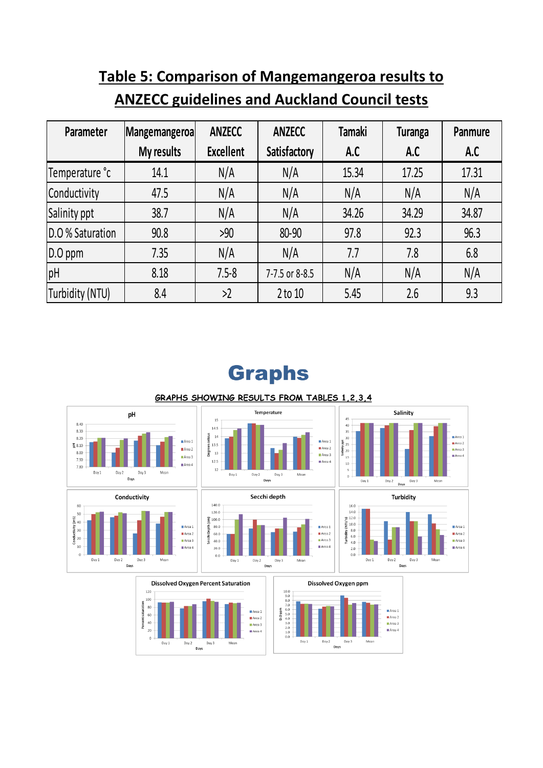## Table 5: Comparison of Mangemangeroa results to ANZECC guidelines and Auckland Council tests

| Parameter | Mangemangeroa My results | ANZECC Excellent | ANZECC Satisfactory | Tamaki A.C | Turanga A.C | Panmure A.C |
|---|---|---|---|---|---|---|
| Temperature °c | 14.1 | N/A | N/A | 15.34 | 17.25 | 17.31 |
| Conductivity | 47.5 | N/A | N/A | N/A | N/A | N/A |
| Salinity ppt | 38.7 | N/A | N/A | 34.26 | 34.29 | 34.87 |
| D.O % Saturation | 90.8 | >90 | 80-90 | 97.8 | 92.3 | 96.3 |
| D.O ppm | 7.35 | N/A | N/A | 7.7 | 7.8 | 6.8 |
| pH | 8.18 | 7.5-8 | 7-7.5 or 8-8.5 | N/A | N/A | N/A |
| Turbidity (NTU) | 8.4 | >2 | 2 to 10 | 5.45 | 2.6 | 9.3 |

# Graphs

**GRAPHS SHOWING RESULTS FROM TABLES 1,2,3,4**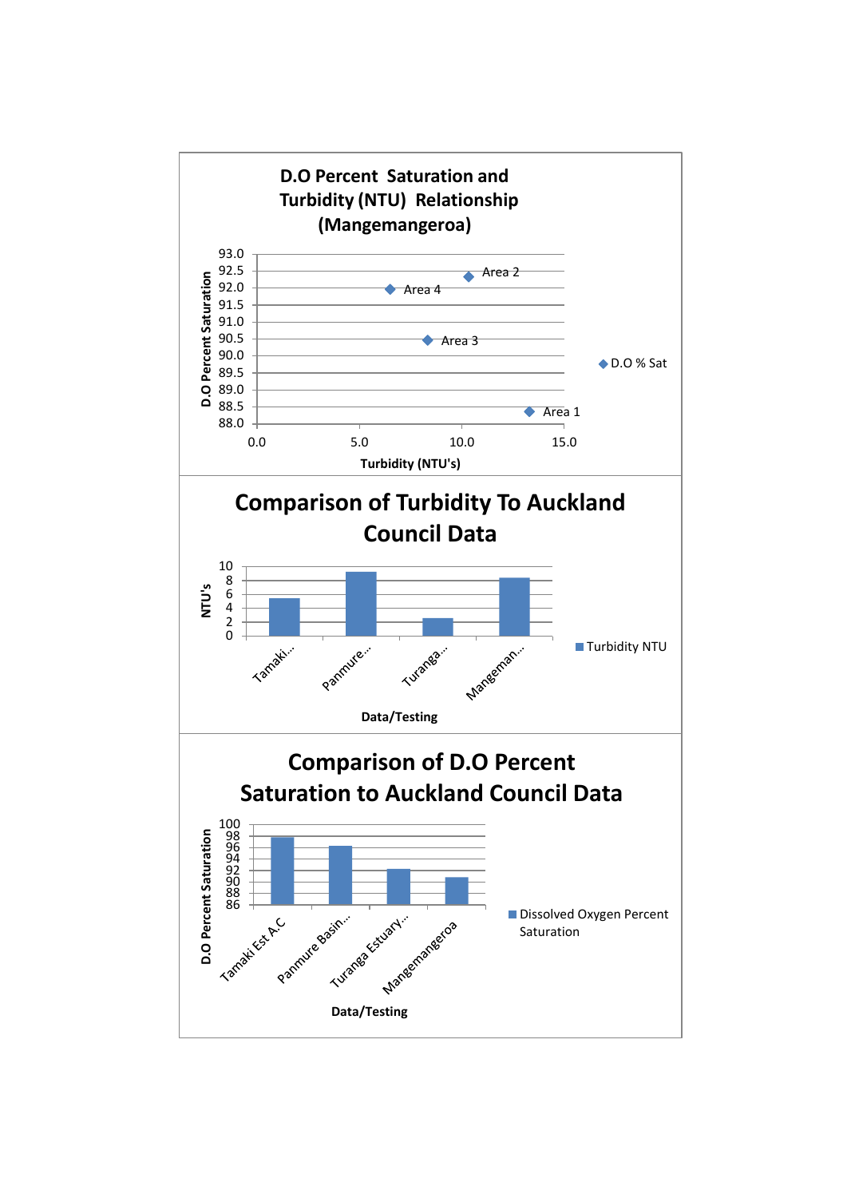**D.O Percent Saturation and Turbidity (NTU) Relationship (Mangemangeroa)**

D.O Percent Saturation

93.0
92.5
92.0
91.5
91.0
90.5
90.0
89.5
89.0
88.5
88.0

Area 2
Area 4
Area 3
Area 1

0.0 5.0 10.0 15.0

Turbidity (NTU's)

◆ D.O % Sat

**Comparison of Turbidity To Auckland Council Data**

NTU's

10
8
6
4
2
0

Tamaki...
Panmure...
Turanga...
Mangeman...

Data/Testing

■ Turbidity NTU

**Comparison of D.O Percent Saturation to Auckland Council Data**

D.O Percent Saturation

100
98
96
94
92
90
88
86

Tamaki Est A.C
Panmure Basin...
Turanga Estuary...
Mangemangeroa

Data/Testing

■ Dissolved Oxygen Percent Saturation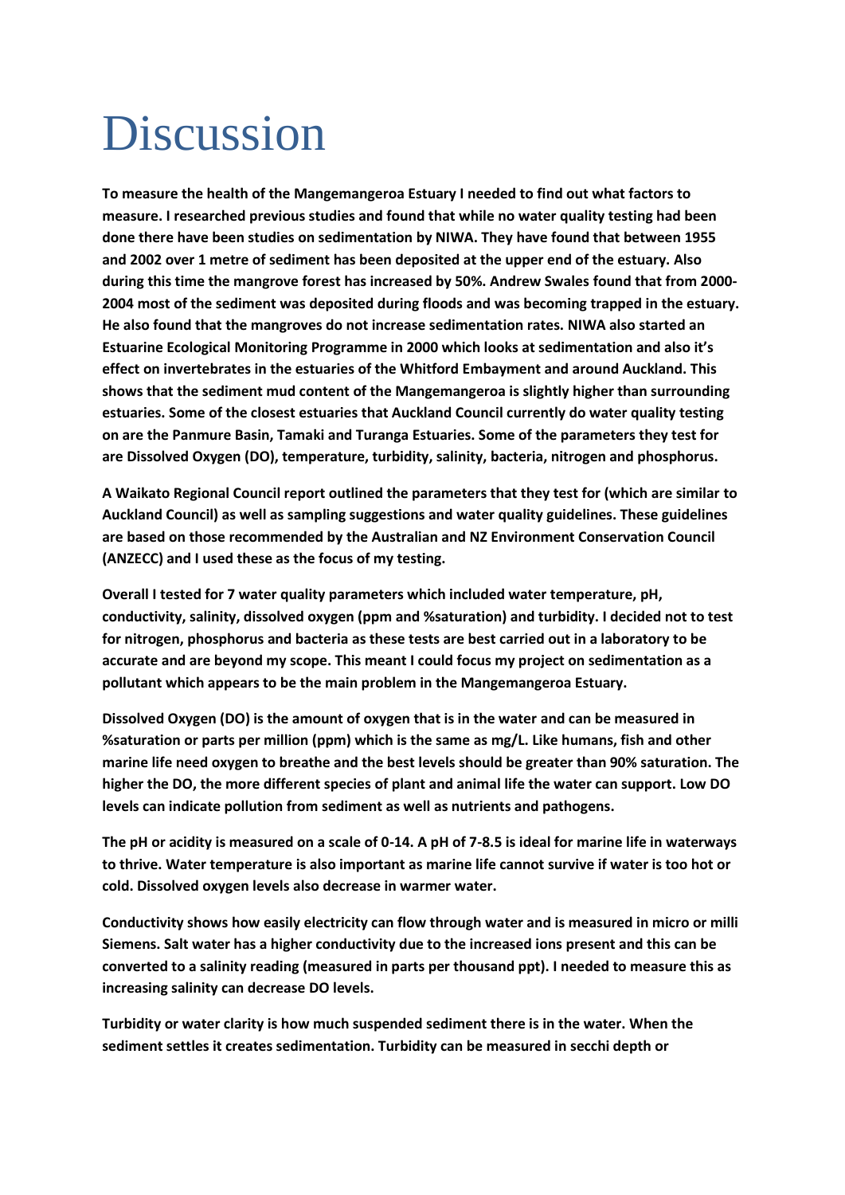# Discussion

**To measure the health of the Mangemangeroa Estuary I needed to find out what factors to measure. I researched previous studies and found that while no water quality testing had been done there have been studies on sedimentation by NIWA. They have found that between 1955 and 2002 over 1 metre of sediment has been deposited at the upper end of the estuary. Also during this time the mangrove forest has increased by 50%. Andrew Swales found that from 2000-2004 most of the sediment was deposited during floods and was becoming trapped in the estuary. He also found that the mangroves do not increase sedimentation rates. NIWA also started an Estuarine Ecological Monitoring Programme in 2000 which looks at sedimentation and also it's effect on invertebrates in the estuaries of the Whitford Embayment and around Auckland. This shows that the sediment mud content of the Mangemangeroa is slightly higher than surrounding estuaries. Some of the closest estuaries that Auckland Council currently do water quality testing on are the Panmure Basin, Tamaki and Turanga Estuaries. Some of the parameters they test for are Dissolved Oxygen (DO), temperature, turbidity, salinity, bacteria, nitrogen and phosphorus.**

**A Waikato Regional Council report outlined the parameters that they test for (which are similar to Auckland Council) as well as sampling suggestions and water quality guidelines. These guidelines are based on those recommended by the Australian and NZ Environment Conservation Council (ANZECC) and I used these as the focus of my testing.**

**Overall I tested for 7 water quality parameters which included water temperature, pH, conductivity, salinity, dissolved oxygen (ppm and %saturation) and turbidity. I decided not to test for nitrogen, phosphorus and bacteria as these tests are best carried out in a laboratory to be accurate and are beyond my scope. This meant I could focus my project on sedimentation as a pollutant which appears to be the main problem in the Mangemangeroa Estuary.**

**Dissolved Oxygen (DO) is the amount of oxygen that is in the water and can be measured in %saturation or parts per million (ppm) which is the same as mg/L. Like humans, fish and other marine life need oxygen to breathe and the best levels should be greater than 90% saturation. The higher the DO, the more different species of plant and animal life the water can support. Low DO levels can indicate pollution from sediment as well as nutrients and pathogens.**

**The pH or acidity is measured on a scale of 0-14. A pH of 7-8.5 is ideal for marine life in waterways to thrive. Water temperature is also important as marine life cannot survive if water is too hot or cold. Dissolved oxygen levels also decrease in warmer water.**

**Conductivity shows how easily electricity can flow through water and is measured in micro or milli Siemens. Salt water has a higher conductivity due to the increased ions present and this can be converted to a salinity reading (measured in parts per thousand ppt). I needed to measure this as increasing salinity can decrease DO levels.**

**Turbidity or water clarity is how much suspended sediment there is in the water. When the sediment settles it creates sedimentation. Turbidity can be measured in secchi depth or**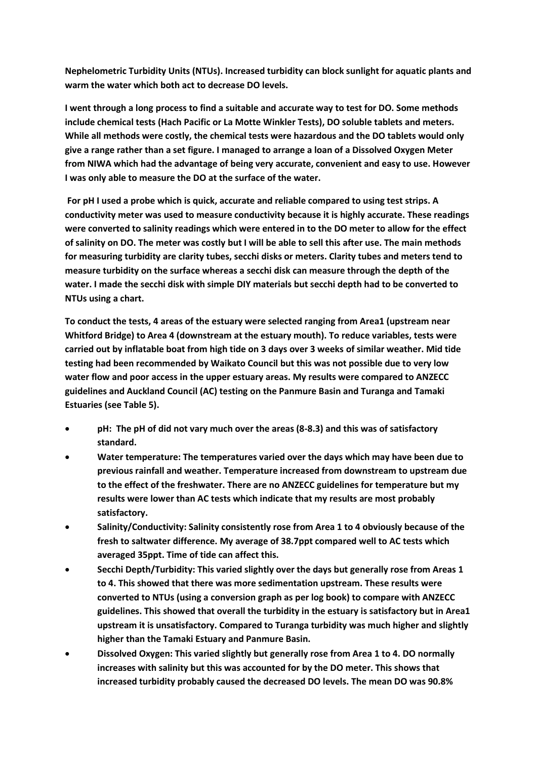**Nephelometric Turbidity Units (NTUs). Increased turbidity can block sunlight for aquatic plants and warm the water which both act to decrease DO levels.**

**I went through a long process to find a suitable and accurate way to test for DO. Some methods include chemical tests (Hach Pacific or La Motte Winkler Tests), DO soluble tablets and meters. While all methods were costly, the chemical tests were hazardous and the DO tablets would only give a range rather than a set figure. I managed to arrange a loan of a Dissolved Oxygen Meter from NIWA which had the advantage of being very accurate, convenient and easy to use. However I was only able to measure the DO at the surface of the water.**

**For pH I used a probe which is quick, accurate and reliable compared to using test strips. A conductivity meter was used to measure conductivity because it is highly accurate. These readings were converted to salinity readings which were entered in to the DO meter to allow for the effect of salinity on DO. The meter was costly but I will be able to sell this after use. The main methods for measuring turbidity are clarity tubes, secchi disks or meters. Clarity tubes and meters tend to measure turbidity on the surface whereas a secchi disk can measure through the depth of the water. I made the secchi disk with simple DIY materials but secchi depth had to be converted to NTUs using a chart.**

**To conduct the tests, 4 areas of the estuary were selected ranging from Area1 (upstream near Whitford Bridge) to Area 4 (downstream at the estuary mouth). To reduce variables, tests were carried out by inflatable boat from high tide on 3 days over 3 weeks of similar weather. Mid tide testing had been recommended by Waikato Council but this was not possible due to very low water flow and poor access in the upper estuary areas. My results were compared to ANZECC guidelines and Auckland Council (AC) testing on the Panmure Basin and Turanga and Tamaki Estuaries (see Table 5).**

- **pH: The pH of did not vary much over the areas (8-8.3) and this was of satisfactory standard.**
- **Water temperature: The temperatures varied over the days which may have been due to previous rainfall and weather. Temperature increased from downstream to upstream due to the effect of the freshwater. There are no ANZECC guidelines for temperature but my results were lower than AC tests which indicate that my results are most probably satisfactory.**
- **Salinity/Conductivity: Salinity consistently rose from Area 1 to 4 obviously because of the fresh to saltwater difference. My average of 38.7ppt compared well to AC tests which averaged 35ppt. Time of tide can affect this.**
- **Secchi Depth/Turbidity: This varied slightly over the days but generally rose from Areas 1 to 4. This showed that there was more sedimentation upstream. These results were converted to NTUs (using a conversion graph as per log book) to compare with ANZECC guidelines. This showed that overall the turbidity in the estuary is satisfactory but in Area1 upstream it is unsatisfactory. Compared to Turanga turbidity was much higher and slightly higher than the Tamaki Estuary and Panmure Basin.**
- **Dissolved Oxygen: This varied slightly but generally rose from Area 1 to 4. DO normally increases with salinity but this was accounted for by the DO meter. This shows that increased turbidity probably caused the decreased DO levels. The mean DO was 90.8%**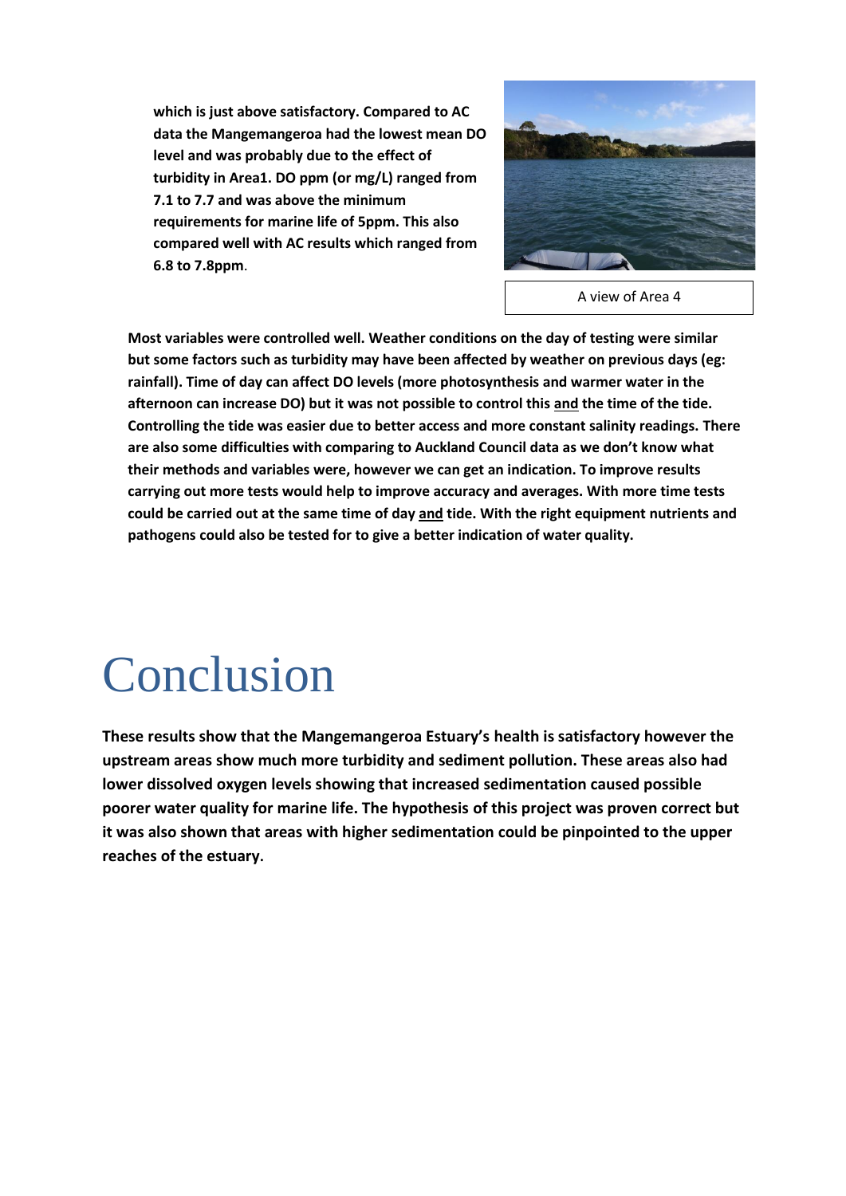**which is just above satisfactory. Compared to AC data the Mangemangeroa had the lowest mean DO level and was probably due to the effect of turbidity in Area1. DO ppm (or mg/L) ranged from 7.1 to 7.7 and was above the minimum requirements for marine life of 5ppm. This also compared well with AC results which ranged from 6.8 to 7.8ppm**.

A view of Area 4

**Most variables were controlled well. Weather conditions on the day of testing were similar but some factors such as turbidity may have been affected by weather on previous days (eg: rainfall). Time of day can affect DO levels (more photosynthesis and warmer water in the afternoon can increase DO) but it was not possible to control this <u>and</u> the time of the tide. Controlling the tide was easier due to better access and more constant salinity readings. There are also some difficulties with comparing to Auckland Council data as we don't know what their methods and variables were, however we can get an indication. To improve results carrying out more tests would help to improve accuracy and averages. With more time tests could be carried out at the same time of day <u>and</u> tide. With the right equipment nutrients and pathogens could also be tested for to give a better indication of water quality.**

# Conclusion

**These results show that the Mangemangeroa Estuary's health is satisfactory however the upstream areas show much more turbidity and sediment pollution. These areas also had lower dissolved oxygen levels showing that increased sedimentation caused possible poorer water quality for marine life. The hypothesis of this project was proven correct but it was also shown that areas with higher sedimentation could be pinpointed to the upper reaches of the estuary.**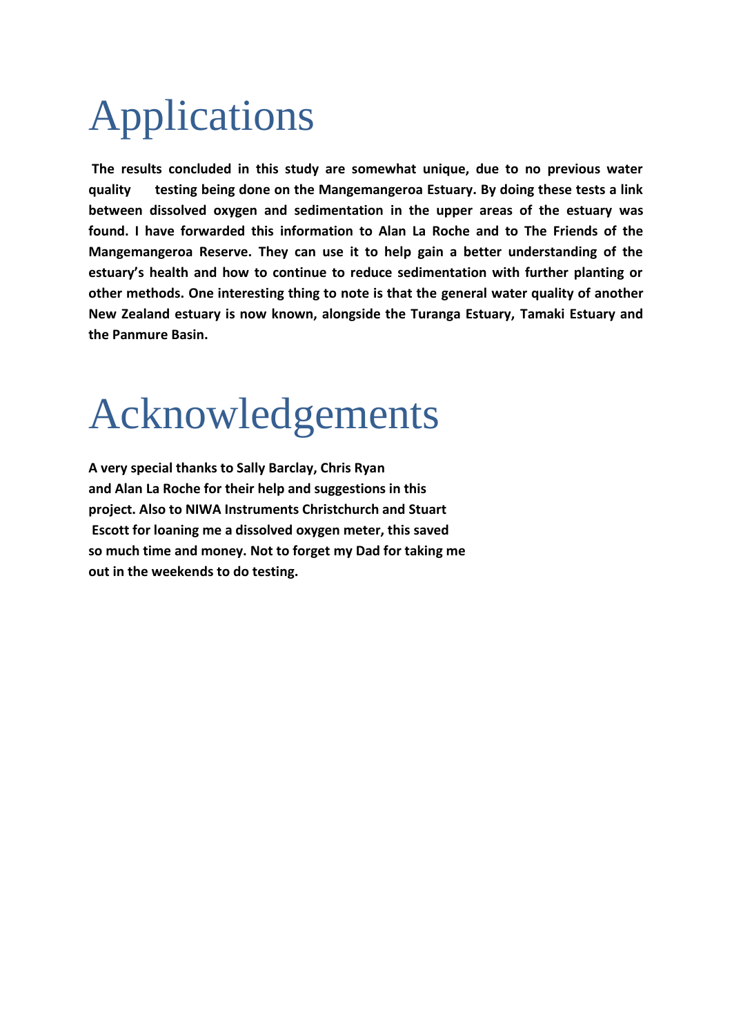# Applications

**The results concluded in this study are somewhat unique, due to no previous water quality testing being done on the Mangemangeroa Estuary. By doing these tests a link between dissolved oxygen and sedimentation in the upper areas of the estuary was found. I have forwarded this information to Alan La Roche and to The Friends of the Mangemangeroa Reserve. They can use it to help gain a better understanding of the estuary's health and how to continue to reduce sedimentation with further planting or other methods. One interesting thing to note is that the general water quality of another New Zealand estuary is now known, alongside the Turanga Estuary, Tamaki Estuary and the Panmure Basin.**

# Acknowledgements

**A very special thanks to Sally Barclay, Chris Ryan and Alan La Roche for their help and suggestions in this project. Also to NIWA Instruments Christchurch and Stuart Escott for loaning me a dissolved oxygen meter, this saved so much time and money. Not to forget my Dad for taking me out in the weekends to do testing.**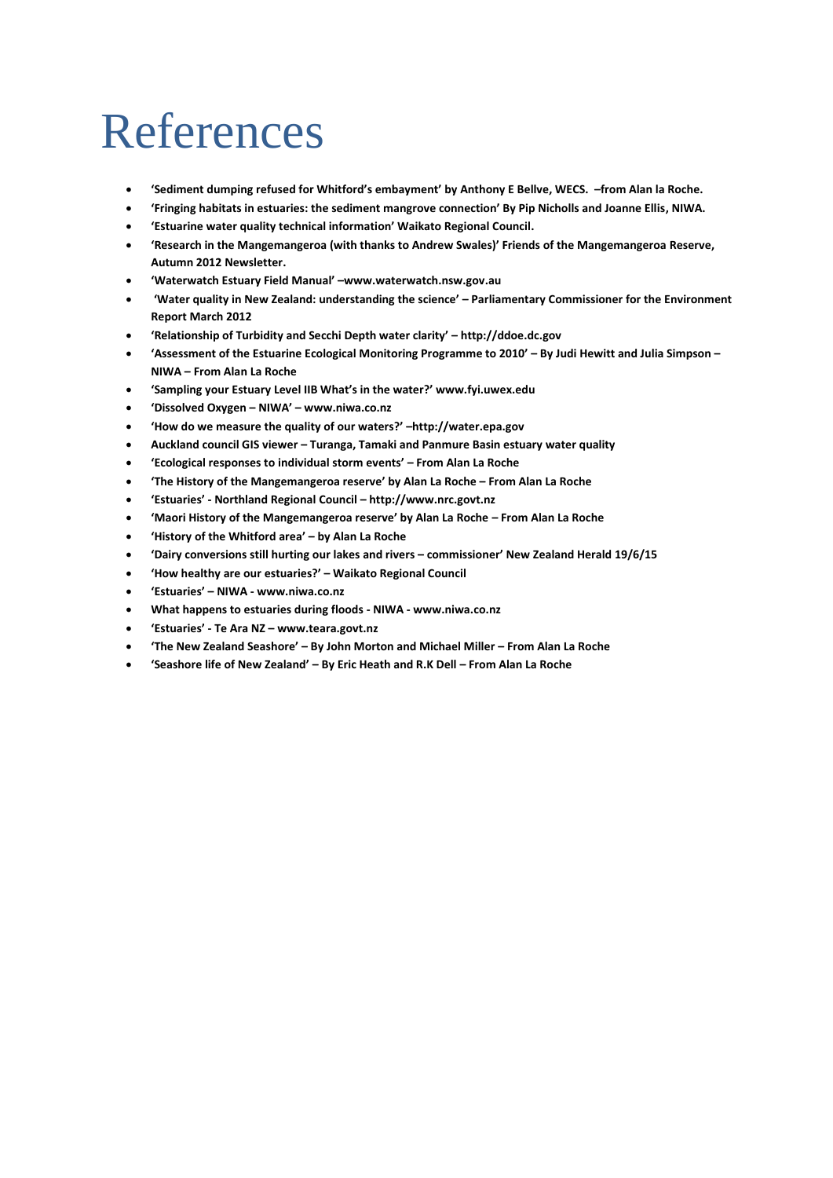# References

- **'Sediment dumping refused for Whitford's embayment' by Anthony E Bellve, WECS. –from Alan la Roche.**
- **'Fringing habitats in estuaries: the sediment mangrove connection' By Pip Nicholls and Joanne Ellis, NIWA.**
- **'Estuarine water quality technical information' Waikato Regional Council.**
- **'Research in the Mangemangeroa (with thanks to Andrew Swales)' Friends of the Mangemangeroa Reserve, Autumn 2012 Newsletter.**
- **'Waterwatch Estuary Field Manual' –www.waterwatch.nsw.gov.au**
- **'Water quality in New Zealand: understanding the science' – Parliamentary Commissioner for the Environment Report March 2012**
- **'Relationship of Turbidity and Secchi Depth water clarity' – http://ddoe.dc.gov**
- **'Assessment of the Estuarine Ecological Monitoring Programme to 2010' – By Judi Hewitt and Julia Simpson – NIWA – From Alan La Roche**
- **'Sampling your Estuary Level IIB What's in the water?' www.fyi.uwex.edu**
- **'Dissolved Oxygen – NIWA' – www.niwa.co.nz**
- **'How do we measure the quality of our waters?' –http://water.epa.gov**
- **Auckland council GIS viewer – Turanga, Tamaki and Panmure Basin estuary water quality**
- **'Ecological responses to individual storm events' – From Alan La Roche**
- **'The History of the Mangemangeroa reserve' by Alan La Roche – From Alan La Roche**
- **'Estuaries' - Northland Regional Council – http://www.nrc.govt.nz**
- **'Maori History of the Mangemangeroa reserve' by Alan La Roche – From Alan La Roche**
- **'History of the Whitford area' – by Alan La Roche**
- **'Dairy conversions still hurting our lakes and rivers – commissioner' New Zealand Herald 19/6/15**
- **'How healthy are our estuaries?' – Waikato Regional Council**
- **'Estuaries' – NIWA - www.niwa.co.nz**
- **What happens to estuaries during floods - NIWA - www.niwa.co.nz**
- **'Estuaries' - Te Ara NZ – www.teara.govt.nz**
- **'The New Zealand Seashore' – By John Morton and Michael Miller – From Alan La Roche**
- **'Seashore life of New Zealand' – By Eric Heath and R.K Dell – From Alan La Roche**